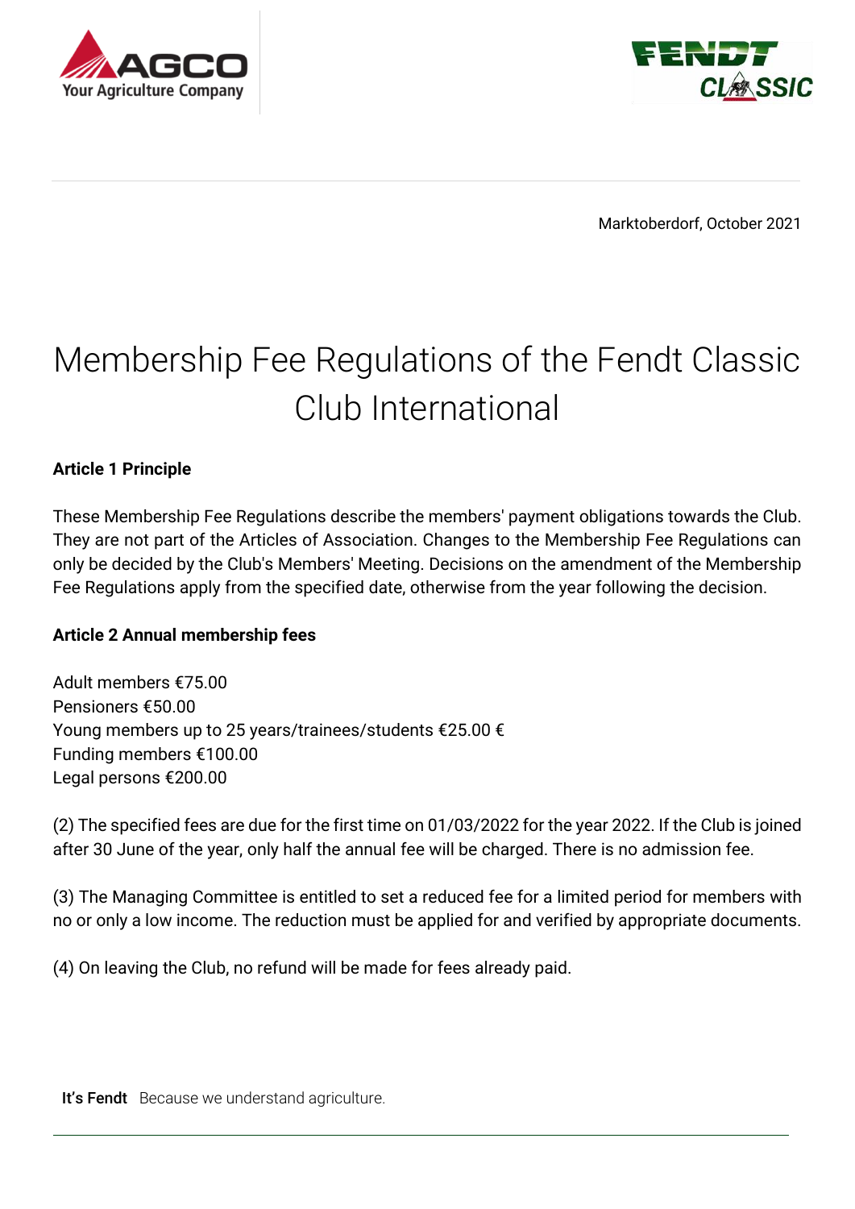Marktoberdorf, October 2021

# Membership Fee Regulations of the Fendt Classic Club International

**Article 1 Principle**

These Membership Fee Regulations describe the members' payment obligations towards the Club. They are not part of the Articles of Association. Changes to the Membership Fee Regulations can only be decided by the Club's Members' Meeting. Decisions on the amendment of the Membership Fee Regulations apply from the specified date, otherwise from the year following the decision.

**Article 2 Annual membership fees**

Adult members €75.00
Pensioners €50.00
Young members up to 25 years/trainees/students €25.00 €
Funding members €100.00
Legal persons €200.00

(2) The specified fees are due for the first time on 01/03/2022 for the year 2022. If the Club is joined after 30 June of the year, only half the annual fee will be charged. There is no admission fee.

(3) The Managing Committee is entitled to set a reduced fee for a limited period for members with no or only a low income. The reduction must be applied for and verified by appropriate documents.

(4) On leaving the Club, no refund will be made for fees already paid.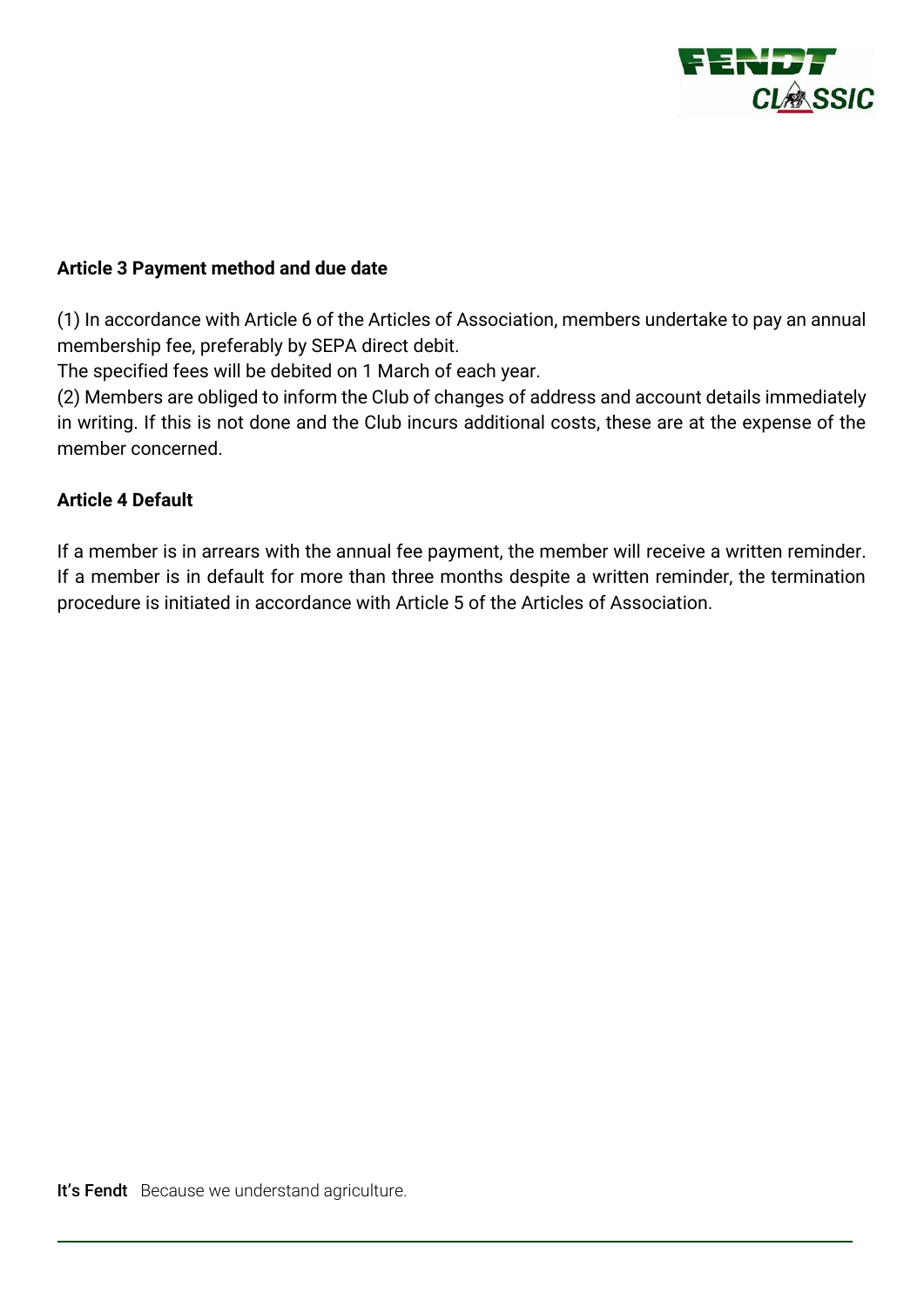**Article 3 Payment method and due date**

(1) In accordance with Article 6 of the Articles of Association, members undertake to pay an annual membership fee, preferably by SEPA direct debit.
The specified fees will be debited on 1 March of each year.
(2) Members are obliged to inform the Club of changes of address and account details immediately in writing. If this is not done and the Club incurs additional costs, these are at the expense of the member concerned.

**Article 4 Default**

If a member is in arrears with the annual fee payment, the member will receive a written reminder. If a member is in default for more than three months despite a written reminder, the termination procedure is initiated in accordance with Article 5 of the Articles of Association.